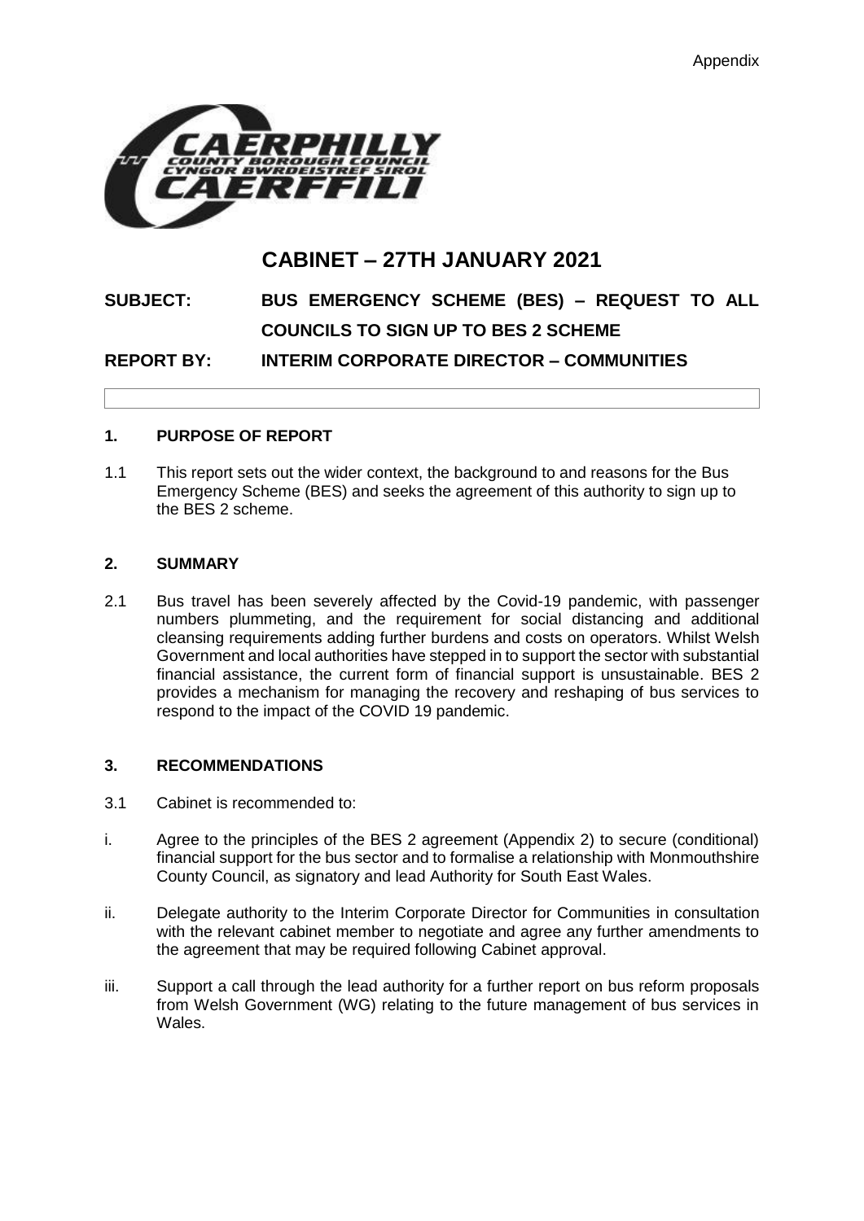Appendix

# CABINET – 27TH JANUARY 2021

**SUBJECT:** **BUS EMERGENCY SCHEME (BES) – REQUEST TO ALL COUNCILS TO SIGN UP TO BES 2 SCHEME**

**REPORT BY:** **INTERIM CORPORATE DIRECTOR – COMMUNITIES**

## 1. PURPOSE OF REPORT

1.1 This report sets out the wider context, the background to and reasons for the Bus Emergency Scheme (BES) and seeks the agreement of this authority to sign up to the BES 2 scheme.

## 2. SUMMARY

2.1 Bus travel has been severely affected by the Covid-19 pandemic, with passenger numbers plummeting, and the requirement for social distancing and additional cleansing requirements adding further burdens and costs on operators. Whilst Welsh Government and local authorities have stepped in to support the sector with substantial financial assistance, the current form of financial support is unsustainable. BES 2 provides a mechanism for managing the recovery and reshaping of bus services to respond to the impact of the COVID 19 pandemic.

## 3. RECOMMENDATIONS

3.1 Cabinet is recommended to:

i. Agree to the principles of the BES 2 agreement (Appendix 2) to secure (conditional) financial support for the bus sector and to formalise a relationship with Monmouthshire County Council, as signatory and lead Authority for South East Wales.

ii. Delegate authority to the Interim Corporate Director for Communities in consultation with the relevant cabinet member to negotiate and agree any further amendments to the agreement that may be required following Cabinet approval.

iii. Support a call through the lead authority for a further report on bus reform proposals from Welsh Government (WG) relating to the future management of bus services in Wales.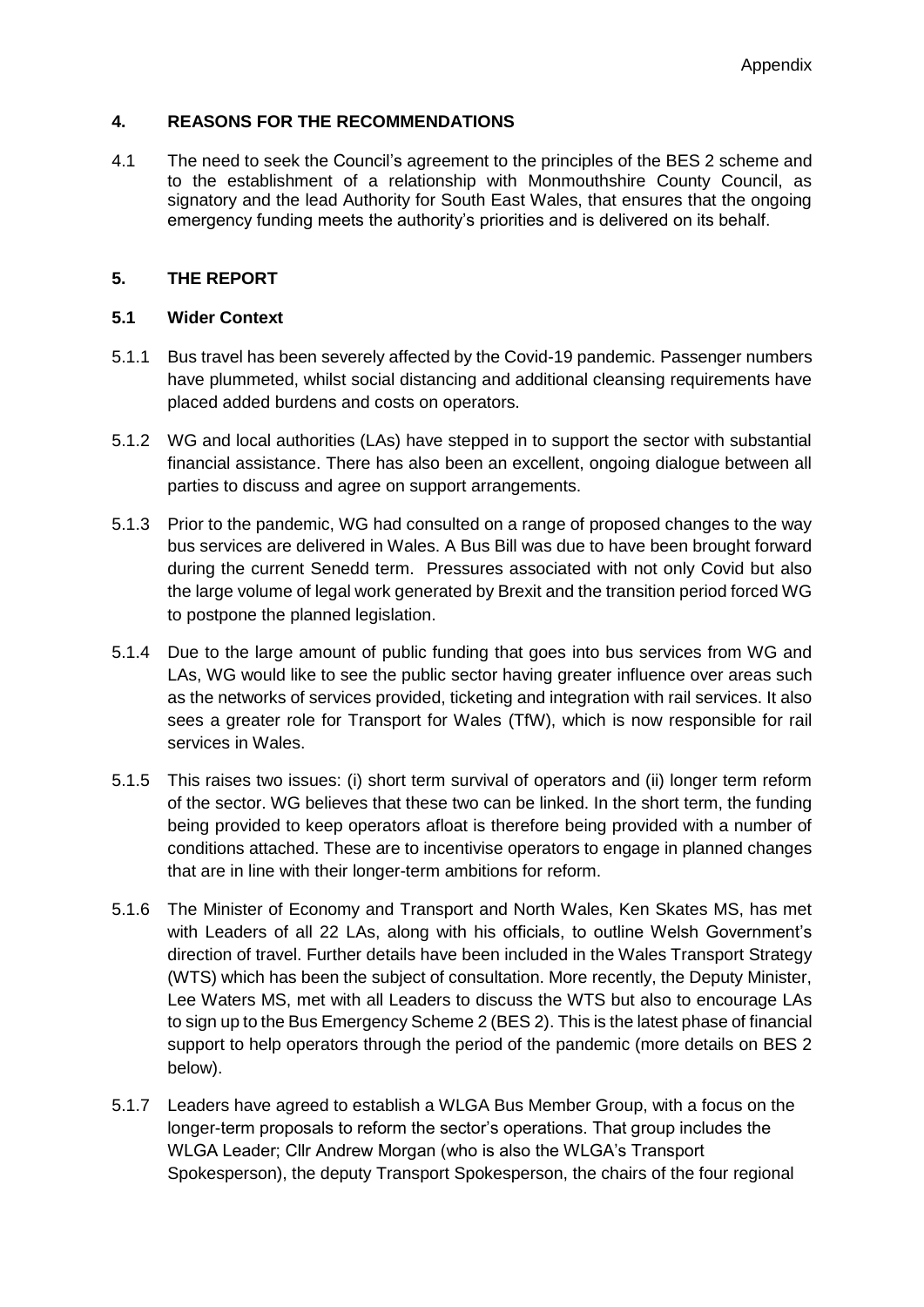## 4. REASONS FOR THE RECOMMENDATIONS

4.1 The need to seek the Council's agreement to the principles of the BES 2 scheme and to the establishment of a relationship with Monmouthshire County Council, as signatory and the lead Authority for South East Wales, that ensures that the ongoing emergency funding meets the authority's priorities and is delivered on its behalf.

## 5. THE REPORT

### 5.1 Wider Context

5.1.1 Bus travel has been severely affected by the Covid-19 pandemic. Passenger numbers have plummeted, whilst social distancing and additional cleansing requirements have placed added burdens and costs on operators.

5.1.2 WG and local authorities (LAs) have stepped in to support the sector with substantial financial assistance. There has also been an excellent, ongoing dialogue between all parties to discuss and agree on support arrangements.

5.1.3 Prior to the pandemic, WG had consulted on a range of proposed changes to the way bus services are delivered in Wales. A Bus Bill was due to have been brought forward during the current Senedd term. Pressures associated with not only Covid but also the large volume of legal work generated by Brexit and the transition period forced WG to postpone the planned legislation.

5.1.4 Due to the large amount of public funding that goes into bus services from WG and LAs, WG would like to see the public sector having greater influence over areas such as the networks of services provided, ticketing and integration with rail services. It also sees a greater role for Transport for Wales (TfW), which is now responsible for rail services in Wales.

5.1.5 This raises two issues: (i) short term survival of operators and (ii) longer term reform of the sector. WG believes that these two can be linked. In the short term, the funding being provided to keep operators afloat is therefore being provided with a number of conditions attached. These are to incentivise operators to engage in planned changes that are in line with their longer-term ambitions for reform.

5.1.6 The Minister of Economy and Transport and North Wales, Ken Skates MS, has met with Leaders of all 22 LAs, along with his officials, to outline Welsh Government's direction of travel. Further details have been included in the Wales Transport Strategy (WTS) which has been the subject of consultation. More recently, the Deputy Minister, Lee Waters MS, met with all Leaders to discuss the WTS but also to encourage LAs to sign up to the Bus Emergency Scheme 2 (BES 2). This is the latest phase of financial support to help operators through the period of the pandemic (more details on BES 2 below).

5.1.7 Leaders have agreed to establish a WLGA Bus Member Group, with a focus on the longer-term proposals to reform the sector's operations. That group includes the WLGA Leader; Cllr Andrew Morgan (who is also the WLGA's Transport Spokesperson), the deputy Transport Spokesperson, the chairs of the four regional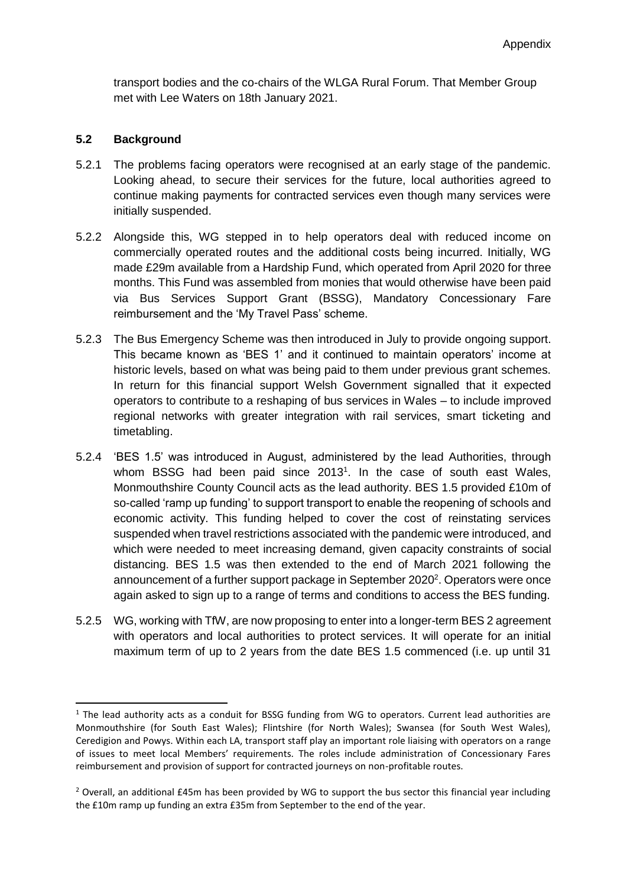transport bodies and the co-chairs of the WLGA Rural Forum. That Member Group met with Lee Waters on 18th January 2021.

### 5.2 Background

5.2.1 The problems facing operators were recognised at an early stage of the pandemic. Looking ahead, to secure their services for the future, local authorities agreed to continue making payments for contracted services even though many services were initially suspended.

5.2.2 Alongside this, WG stepped in to help operators deal with reduced income on commercially operated routes and the additional costs being incurred. Initially, WG made £29m available from a Hardship Fund, which operated from April 2020 for three months. This Fund was assembled from monies that would otherwise have been paid via Bus Services Support Grant (BSSG), Mandatory Concessionary Fare reimbursement and the 'My Travel Pass' scheme.

5.2.3 The Bus Emergency Scheme was then introduced in July to provide ongoing support. This became known as 'BES 1' and it continued to maintain operators' income at historic levels, based on what was being paid to them under previous grant schemes. In return for this financial support Welsh Government signalled that it expected operators to contribute to a reshaping of bus services in Wales – to include improved regional networks with greater integration with rail services, smart ticketing and timetabling.

5.2.4 'BES 1.5' was introduced in August, administered by the lead Authorities, through whom BSSG had been paid since 2013[1]. In the case of south east Wales, Monmouthshire County Council acts as the lead authority. BES 1.5 provided £10m of so-called 'ramp up funding' to support transport to enable the reopening of schools and economic activity. This funding helped to cover the cost of reinstating services suspended when travel restrictions associated with the pandemic were introduced, and which were needed to meet increasing demand, given capacity constraints of social distancing. BES 1.5 was then extended to the end of March 2021 following the announcement of a further support package in September 2020[2]. Operators were once again asked to sign up to a range of terms and conditions to access the BES funding.

5.2.5 WG, working with TfW, are now proposing to enter into a longer-term BES 2 agreement with operators and local authorities to protect services. It will operate for an initial maximum term of up to 2 years from the date BES 1.5 commenced (i.e. up until 31

---

[1] The lead authority acts as a conduit for BSSG funding from WG to operators. Current lead authorities are Monmouthshire (for South East Wales); Flintshire (for North Wales); Swansea (for South West Wales), Ceredigion and Powys. Within each LA, transport staff play an important role liaising with operators on a range of issues to meet local Members' requirements. The roles include administration of Concessionary Fares reimbursement and provision of support for contracted journeys on non-profitable routes.

[2] Overall, an additional £45m has been provided by WG to support the bus sector this financial year including the £10m ramp up funding an extra £35m from September to the end of the year.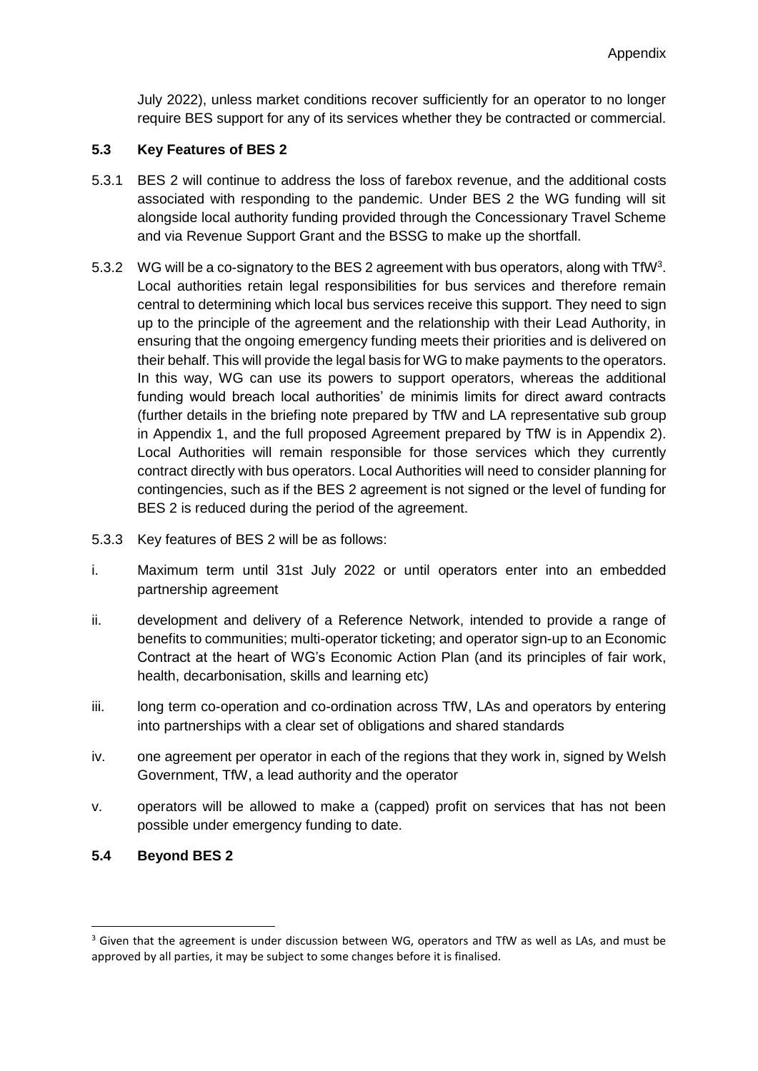July 2022), unless market conditions recover sufficiently for an operator to no longer require BES support for any of its services whether they be contracted or commercial.

### 5.3 Key Features of BES 2

5.3.1 BES 2 will continue to address the loss of farebox revenue, and the additional costs associated with responding to the pandemic. Under BES 2 the WG funding will sit alongside local authority funding provided through the Concessionary Travel Scheme and via Revenue Support Grant and the BSSG to make up the shortfall.

5.3.2 WG will be a co-signatory to the BES 2 agreement with bus operators, along with TfW[3]. Local authorities retain legal responsibilities for bus services and therefore remain central to determining which local bus services receive this support. They need to sign up to the principle of the agreement and the relationship with their Lead Authority, in ensuring that the ongoing emergency funding meets their priorities and is delivered on their behalf. This will provide the legal basis for WG to make payments to the operators. In this way, WG can use its powers to support operators, whereas the additional funding would breach local authorities' de minimis limits for direct award contracts (further details in the briefing note prepared by TfW and LA representative sub group in Appendix 1, and the full proposed Agreement prepared by TfW is in Appendix 2). Local Authorities will remain responsible for those services which they currently contract directly with bus operators. Local Authorities will need to consider planning for contingencies, such as if the BES 2 agreement is not signed or the level of funding for BES 2 is reduced during the period of the agreement.

5.3.3 Key features of BES 2 will be as follows:

i. Maximum term until 31st July 2022 or until operators enter into an embedded partnership agreement

ii. development and delivery of a Reference Network, intended to provide a range of benefits to communities; multi-operator ticketing; and operator sign-up to an Economic Contract at the heart of WG's Economic Action Plan (and its principles of fair work, health, decarbonisation, skills and learning etc)

iii. long term co-operation and co-ordination across TfW, LAs and operators by entering into partnerships with a clear set of obligations and shared standards

iv. one agreement per operator in each of the regions that they work in, signed by Welsh Government, TfW, a lead authority and the operator

v. operators will be allowed to make a (capped) profit on services that has not been possible under emergency funding to date.

### 5.4 Beyond BES 2

[3] Given that the agreement is under discussion between WG, operators and TfW as well as LAs, and must be approved by all parties, it may be subject to some changes before it is finalised.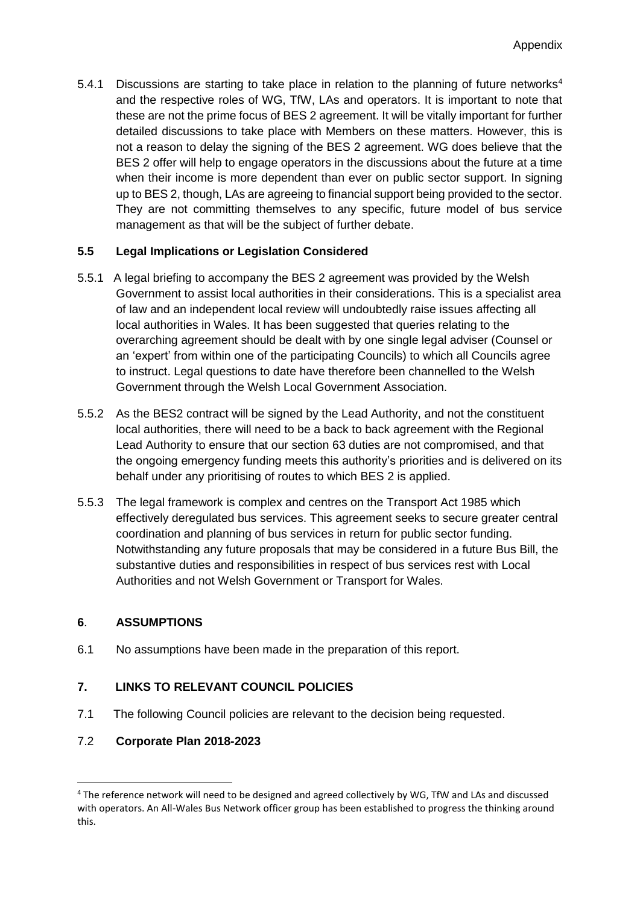5.4.1 Discussions are starting to take place in relation to the planning of future networks[4] and the respective roles of WG, TfW, LAs and operators. It is important to note that these are not the prime focus of BES 2 agreement. It will be vitally important for further detailed discussions to take place with Members on these matters. However, this is not a reason to delay the signing of the BES 2 agreement. WG does believe that the BES 2 offer will help to engage operators in the discussions about the future at a time when their income is more dependent than ever on public sector support. In signing up to BES 2, though, LAs are agreeing to financial support being provided to the sector. They are not committing themselves to any specific, future model of bus service management as that will be the subject of further debate.

### 5.5 Legal Implications or Legislation Considered

5.5.1 A legal briefing to accompany the BES 2 agreement was provided by the Welsh Government to assist local authorities in their considerations. This is a specialist area of law and an independent local review will undoubtedly raise issues affecting all local authorities in Wales. It has been suggested that queries relating to the overarching agreement should be dealt with by one single legal adviser (Counsel or an 'expert' from within one of the participating Councils) to which all Councils agree to instruct. Legal questions to date have therefore been channelled to the Welsh Government through the Welsh Local Government Association.

5.5.2 As the BES2 contract will be signed by the Lead Authority, and not the constituent local authorities, there will need to be a back to back agreement with the Regional Lead Authority to ensure that our section 63 duties are not compromised, and that the ongoing emergency funding meets this authority's priorities and is delivered on its behalf under any prioritising of routes to which BES 2 is applied.

5.5.3 The legal framework is complex and centres on the Transport Act 1985 which effectively deregulated bus services. This agreement seeks to secure greater central coordination and planning of bus services in return for public sector funding. Notwithstanding any future proposals that may be considered in a future Bus Bill, the substantive duties and responsibilities in respect of bus services rest with Local Authorities and not Welsh Government or Transport for Wales.

## 6. ASSUMPTIONS

6.1 No assumptions have been made in the preparation of this report.

## 7. LINKS TO RELEVANT COUNCIL POLICIES

7.1 The following Council policies are relevant to the decision being requested.

7.2 **Corporate Plan 2018-2023**

---

[4] The reference network will need to be designed and agreed collectively by WG, TfW and LAs and discussed with operators. An All-Wales Bus Network officer group has been established to progress the thinking around this.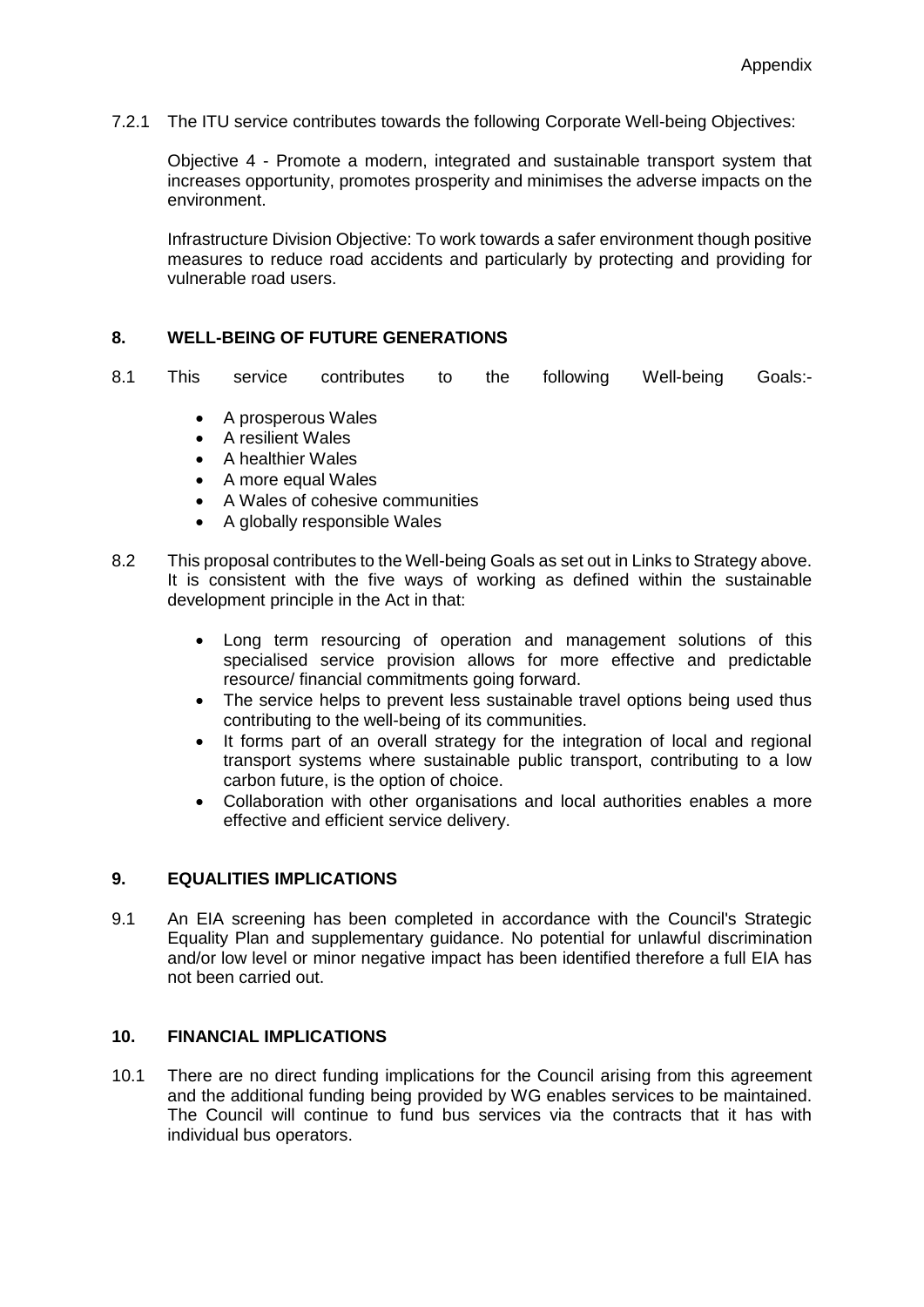7.2.1 The ITU service contributes towards the following Corporate Well-being Objectives:

Objective 4 - Promote a modern, integrated and sustainable transport system that increases opportunity, promotes prosperity and minimises the adverse impacts on the environment.

Infrastructure Division Objective: To work towards a safer environment though positive measures to reduce road accidents and particularly by protecting and providing for vulnerable road users.

## 8. WELL-BEING OF FUTURE GENERATIONS

8.1 This service contributes to the following Well-being Goals:-

- A prosperous Wales
- A resilient Wales
- A healthier Wales
- A more equal Wales
- A Wales of cohesive communities
- A globally responsible Wales

8.2 This proposal contributes to the Well-being Goals as set out in Links to Strategy above. It is consistent with the five ways of working as defined within the sustainable development principle in the Act in that:

- Long term resourcing of operation and management solutions of this specialised service provision allows for more effective and predictable resource/ financial commitments going forward.
- The service helps to prevent less sustainable travel options being used thus contributing to the well-being of its communities.
- It forms part of an overall strategy for the integration of local and regional transport systems where sustainable public transport, contributing to a low carbon future, is the option of choice.
- Collaboration with other organisations and local authorities enables a more effective and efficient service delivery.

## 9. EQUALITIES IMPLICATIONS

9.1 An EIA screening has been completed in accordance with the Council's Strategic Equality Plan and supplementary guidance. No potential for unlawful discrimination and/or low level or minor negative impact has been identified therefore a full EIA has not been carried out.

## 10. FINANCIAL IMPLICATIONS

10.1 There are no direct funding implications for the Council arising from this agreement and the additional funding being provided by WG enables services to be maintained. The Council will continue to fund bus services via the contracts that it has with individual bus operators.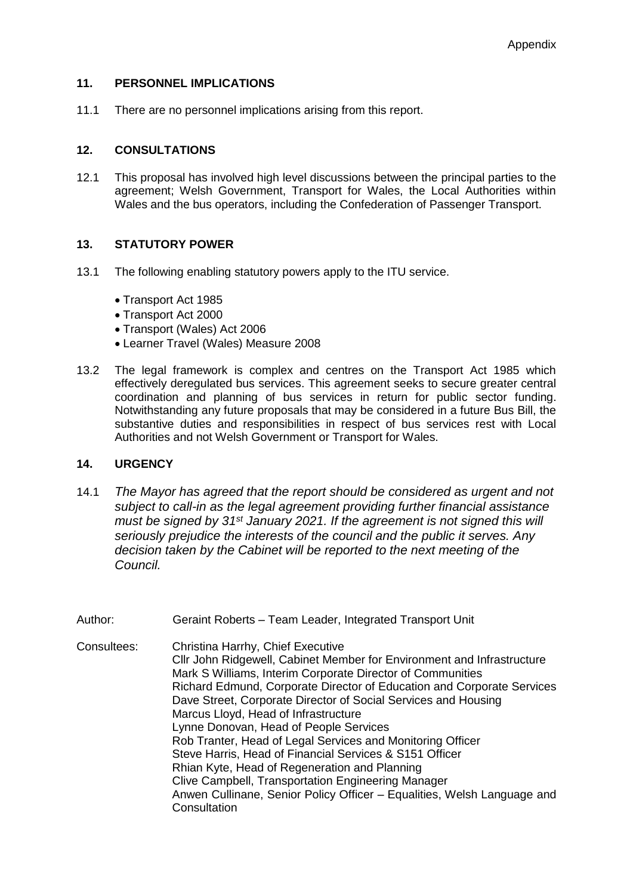Appendix

## 11. PERSONNEL IMPLICATIONS

11.1 There are no personnel implications arising from this report.

## 12. CONSULTATIONS

12.1 This proposal has involved high level discussions between the principal parties to the agreement; Welsh Government, Transport for Wales, the Local Authorities within Wales and the bus operators, including the Confederation of Passenger Transport.

## 13. STATUTORY POWER

13.1 The following enabling statutory powers apply to the ITU service.

- Transport Act 1985
- Transport Act 2000
- Transport (Wales) Act 2006
- Learner Travel (Wales) Measure 2008

13.2 The legal framework is complex and centres on the Transport Act 1985 which effectively deregulated bus services. This agreement seeks to secure greater central coordination and planning of bus services in return for public sector funding. Notwithstanding any future proposals that may be considered in a future Bus Bill, the substantive duties and responsibilities in respect of bus services rest with Local Authorities and not Welsh Government or Transport for Wales.

## 14. URGENCY

14.1 *The Mayor has agreed that the report should be considered as urgent and not subject to call-in as the legal agreement providing further financial assistance must be signed by 31st January 2021. If the agreement is not signed this will seriously prejudice the interests of the council and the public it serves. Any decision taken by the Cabinet will be reported to the next meeting of the Council.*

Author: Geraint Roberts – Team Leader, Integrated Transport Unit

Consultees: Christina Harrhy, Chief Executive
Cllr John Ridgewell, Cabinet Member for Environment and Infrastructure
Mark S Williams, Interim Corporate Director of Communities
Richard Edmund, Corporate Director of Education and Corporate Services
Dave Street, Corporate Director of Social Services and Housing
Marcus Lloyd, Head of Infrastructure
Lynne Donovan, Head of People Services
Rob Tranter, Head of Legal Services and Monitoring Officer
Steve Harris, Head of Financial Services & S151 Officer
Rhian Kyte, Head of Regeneration and Planning
Clive Campbell, Transportation Engineering Manager
Anwen Cullinane, Senior Policy Officer – Equalities, Welsh Language and Consultation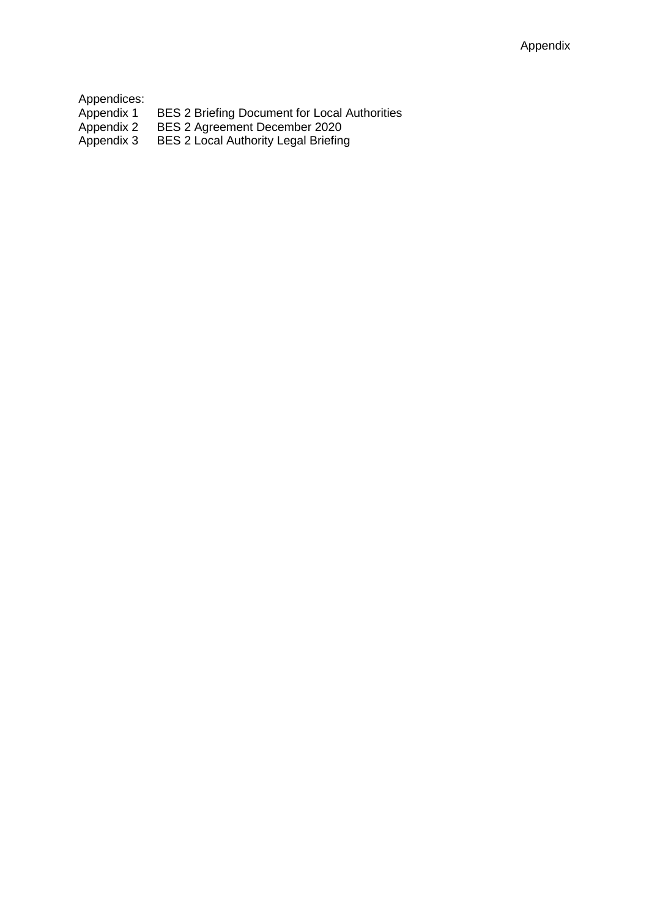Appendices:

| | |
|---|---|
| Appendix 1 | BES 2 Briefing Document for Local Authorities |
| Appendix 2 | BES 2 Agreement December 2020 |
| Appendix 3 | BES 2 Local Authority Legal Briefing |